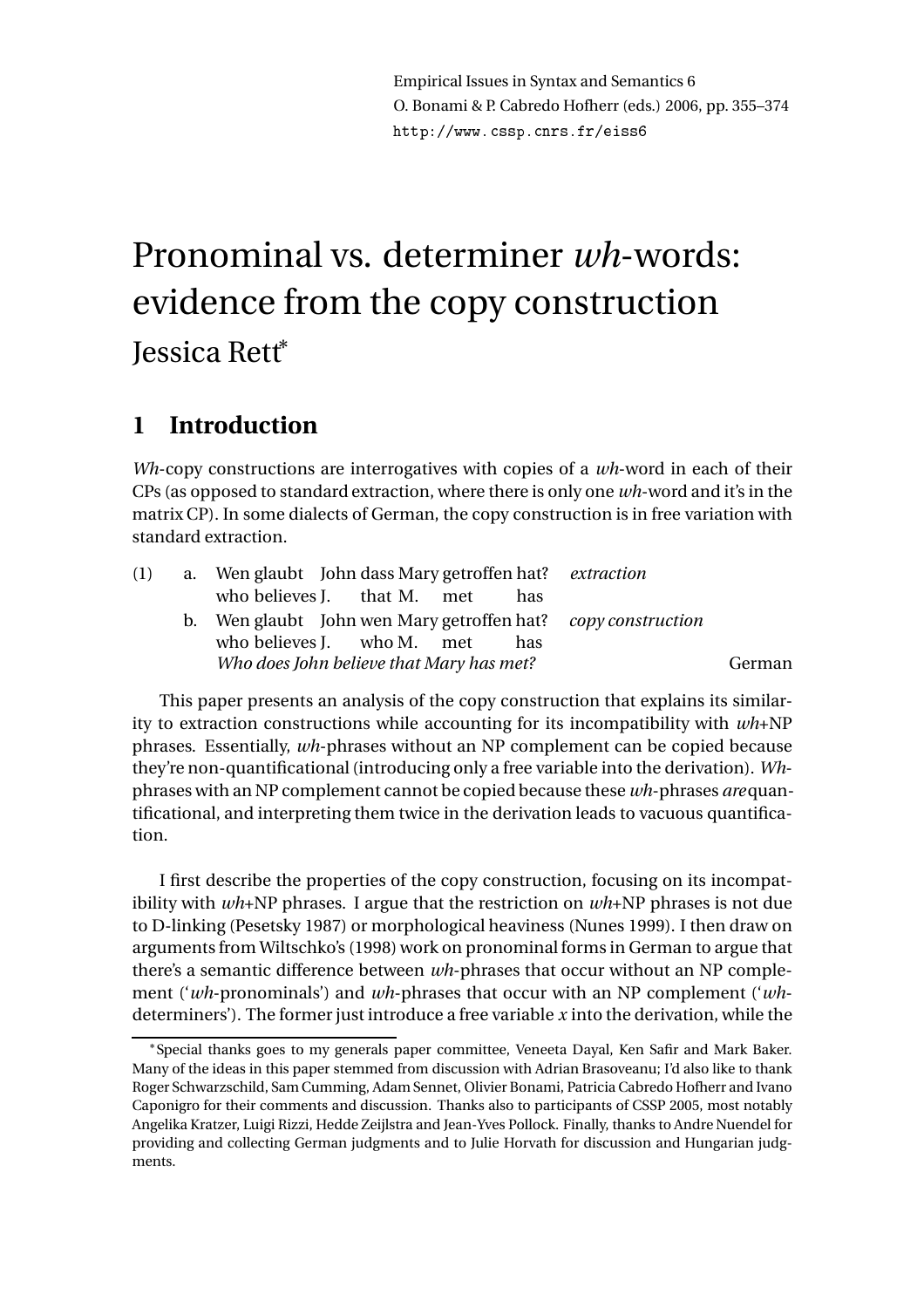Empirical Issues in Syntax and Semantics 6
O. Bonami & P. Cabredo Hofherr (eds.) 2006, pp. 355–374
http://www.cssp.cnrs.fr/eiss6

# Pronominal vs. determiner *wh*-words: evidence from the copy construction

Jessica Rett*

## 1 Introduction

*Wh*-copy constructions are interrogatives with copies of a *wh*-word in each of their CPs (as opposed to standard extraction, where there is only one *wh*-word and it's in the matrix CP). In some dialects of German, the copy construction is in free variation with standard extraction.

(1) a. Wen glaubt John dass Mary getroffen hat? *extraction*
   who believes J. that M. met has

b. Wen glaubt John wen Mary getroffen hat? *copy construction*
   who believes J. who M. met has
   *Who does John believe that Mary has met?* German

This paper presents an analysis of the copy construction that explains its similarity to extraction constructions while accounting for its incompatibility with *wh*+NP phrases. Essentially, *wh*-phrases without an NP complement can be copied because they're non-quantificational (introducing only a free variable into the derivation). *Wh*-phrases with an NP complement cannot be copied because these *wh*-phrases *are* quantificational, and interpreting them twice in the derivation leads to vacuous quantification.

I first describe the properties of the copy construction, focusing on its incompatibility with *wh*+NP phrases. I argue that the restriction on *wh*+NP phrases is not due to D-linking (Pesetsky 1987) or morphological heaviness (Nunes 1999). I then draw on arguments from Wiltschko's (1998) work on pronominal forms in German to argue that there's a semantic difference between *wh*-phrases that occur without an NP complement ('*wh*-pronominals') and *wh*-phrases that occur with an NP complement ('*wh*-determiners'). The former just introduce a free variable *x* into the derivation, while the

*Special thanks goes to my generals paper committee, Veneeta Dayal, Ken Safir and Mark Baker. Many of the ideas in this paper stemmed from discussion with Adrian Brasoveanu; I'd also like to thank Roger Schwarzschild, Sam Cumming, Adam Sennet, Olivier Bonami, Patricia Cabredo Hofherr and Ivano Caponigro for their comments and discussion. Thanks also to participants of CSSP 2005, most notably Angelika Kratzer, Luigi Rizzi, Hedde Zeijlstra and Jean-Yves Pollock. Finally, thanks to Andre Nuendel for providing and collecting German judgments and to Julie Horvath for discussion and Hungarian judgments.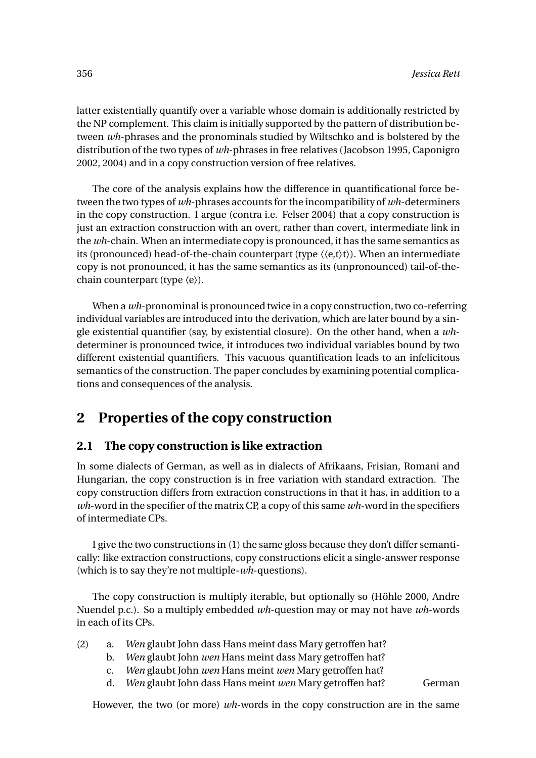latter existentially quantify over a variable whose domain is additionally restricted by the NP complement. This claim is initially supported by the pattern of distribution between *wh*-phrases and the pronominals studied by Wiltschko and is bolstered by the distribution of the two types of *wh*-phrases in free relatives (Jacobson 1995, Caponigro 2002, 2004) and in a copy construction version of free relatives.

The core of the analysis explains how the difference in quantificational force between the two types of *wh*-phrases accounts for the incompatibility of *wh*-determiners in the copy construction. I argue (contra i.e. Felser 2004) that a copy construction is just an extraction construction with an overt, rather than covert, intermediate link in the *wh*-chain. When an intermediate copy is pronounced, it has the same semantics as its (pronounced) head-of-the-chain counterpart (type $\langle\langle e,t\rangle t\rangle$). When an intermediate copy is not pronounced, it has the same semantics as its (unpronounced) tail-of-the-chain counterpart (type $\langle e\rangle$).

When a *wh*-pronominal is pronounced twice in a copy construction, two co-referring individual variables are introduced into the derivation, which are later bound by a single existential quantifier (say, by existential closure). On the other hand, when a *wh*-determiner is pronounced twice, it introduces two individual variables bound by two different existential quantifiers. This vacuous quantification leads to an infelicitous semantics of the construction. The paper concludes by examining potential complications and consequences of the analysis.

## 2 Properties of the copy construction

### 2.1 The copy construction is like extraction

In some dialects of German, as well as in dialects of Afrikaans, Frisian, Romani and Hungarian, the copy construction is in free variation with standard extraction. The copy construction differs from extraction constructions in that it has, in addition to a *wh*-word in the specifier of the matrix CP, a copy of this same *wh*-word in the specifiers of intermediate CPs.

I give the two constructions in (1) the same gloss because they don't differ semantically: like extraction constructions, copy constructions elicit a single-answer response (which is to say they're not multiple-*wh*-questions).

The copy construction is multiply iterable, but optionally so (Höhle 2000, Andre Nuendel p.c.). So a multiply embedded *wh*-question may or may not have *wh*-words in each of its CPs.

(2)
  a. *Wen* glaubt John dass Hans meint dass Mary getroffen hat?
  b. *Wen* glaubt John *wen* Hans meint dass Mary getroffen hat?
  c. *Wen* glaubt John *wen* Hans meint *wen* Mary getroffen hat?
  d. *Wen* glaubt John dass Hans meint *wen* Mary getroffen hat? German

However, the two (or more) *wh*-words in the copy construction are in the same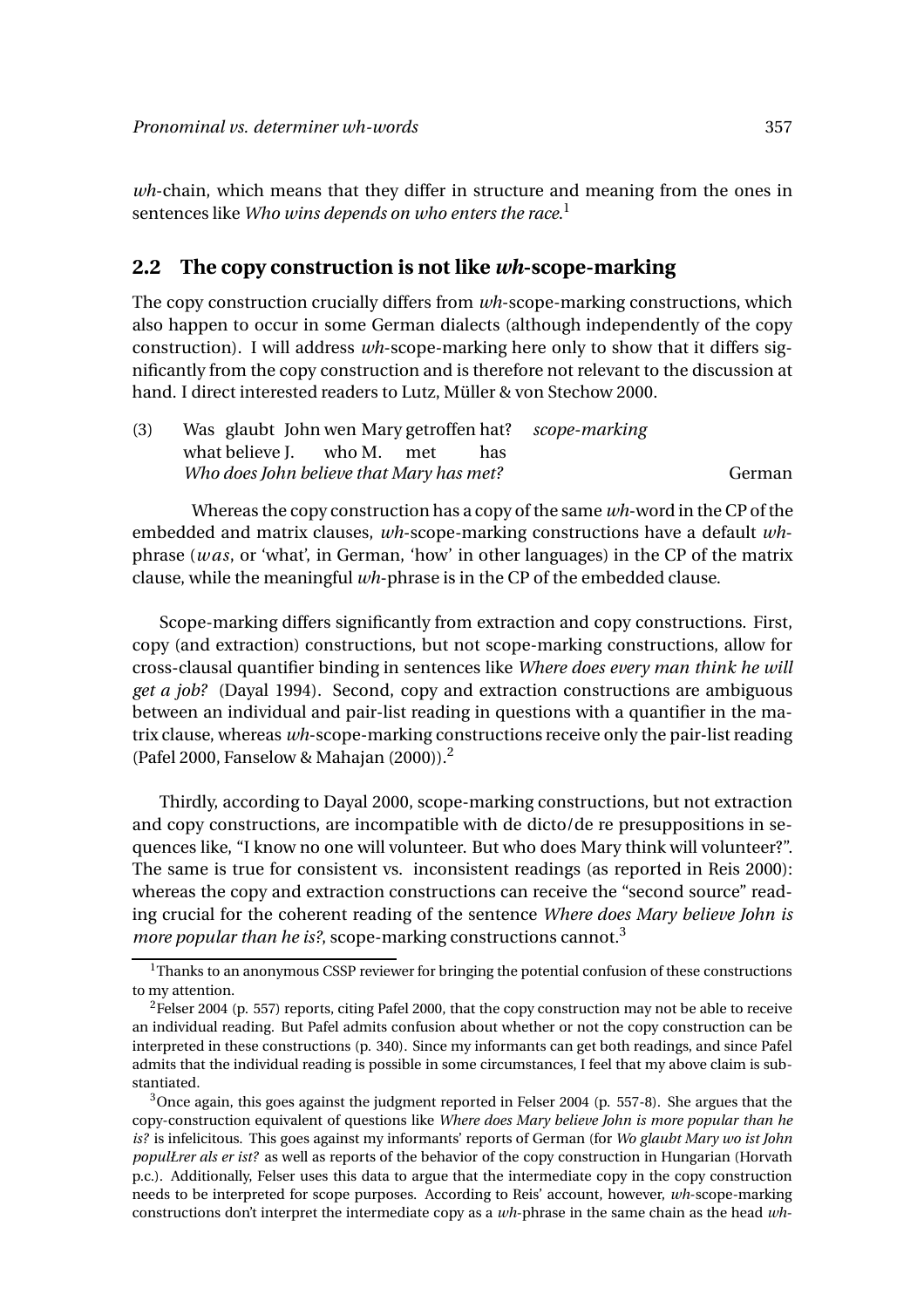*wh*-chain, which means that they differ in structure and meaning from the ones in sentences like *Who wins depends on who enters the race.*[1]

## 2.2 The copy construction is not like *wh*-scope-marking

The copy construction crucially differs from *wh*-scope-marking constructions, which also happen to occur in some German dialects (although independently of the copy construction). I will address *wh*-scope-marking here only to show that it differs significantly from the copy construction and is therefore not relevant to the discussion at hand. I direct interested readers to Lutz, Müller & von Stechow 2000.

(3) Was glaubt John wen Mary getroffen hat? *scope-marking*
what believe J. who M. met has
*Who does John believe that Mary has met?* German

Whereas the copy construction has a copy of the same *wh*-word in the CP of the embedded and matrix clauses, *wh*-scope-marking constructions have a default *wh*-phrase (*was*, or 'what', in German, 'how' in other languages) in the CP of the matrix clause, while the meaningful *wh*-phrase is in the CP of the embedded clause.

Scope-marking differs significantly from extraction and copy constructions. First, copy (and extraction) constructions, but not scope-marking constructions, allow for cross-clausal quantifier binding in sentences like *Where does every man think he will get a job?* (Dayal 1994). Second, copy and extraction constructions are ambiguous between an individual and pair-list reading in questions with a quantifier in the matrix clause, whereas *wh*-scope-marking constructions receive only the pair-list reading (Pafel 2000, Fanselow & Mahajan (2000)).[2]

Thirdly, according to Dayal 2000, scope-marking constructions, but not extraction and copy constructions, are incompatible with de dicto/de re presuppositions in sequences like, "I know no one will volunteer. But who does Mary think will volunteer?". The same is true for consistent vs. inconsistent readings (as reported in Reis 2000): whereas the copy and extraction constructions can receive the "second source" reading crucial for the coherent reading of the sentence *Where does Mary believe John is more popular than he is?*, scope-marking constructions cannot.[3]

[1] Thanks to an anonymous CSSP reviewer for bringing the potential confusion of these constructions to my attention.

[2] Felser 2004 (p. 557) reports, citing Pafel 2000, that the copy construction may not be able to receive an individual reading. But Pafel admits confusion about whether or not the copy construction can be interpreted in these constructions (p. 340). Since my informants can get both readings, and since Pafel admits that the individual reading is possible in some circumstances, I feel that my above claim is substantiated.

[3] Once again, this goes against the judgment reported in Felser 2004 (p. 557-8). She argues that the copy-construction equivalent of questions like *Where does Mary believe John is more popular than he is?* is infelicitous. This goes against my informants' reports of German (for *Wo glaubt Mary wo ist John populŁrer als er ist?* as well as reports of the behavior of the copy construction in Hungarian (Horvath p.c.). Additionally, Felser uses this data to argue that the intermediate copy in the copy construction needs to be interpreted for scope purposes. According to Reis' account, however, *wh*-scope-marking constructions don't interpret the intermediate copy as a *wh*-phrase in the same chain as the head *wh*-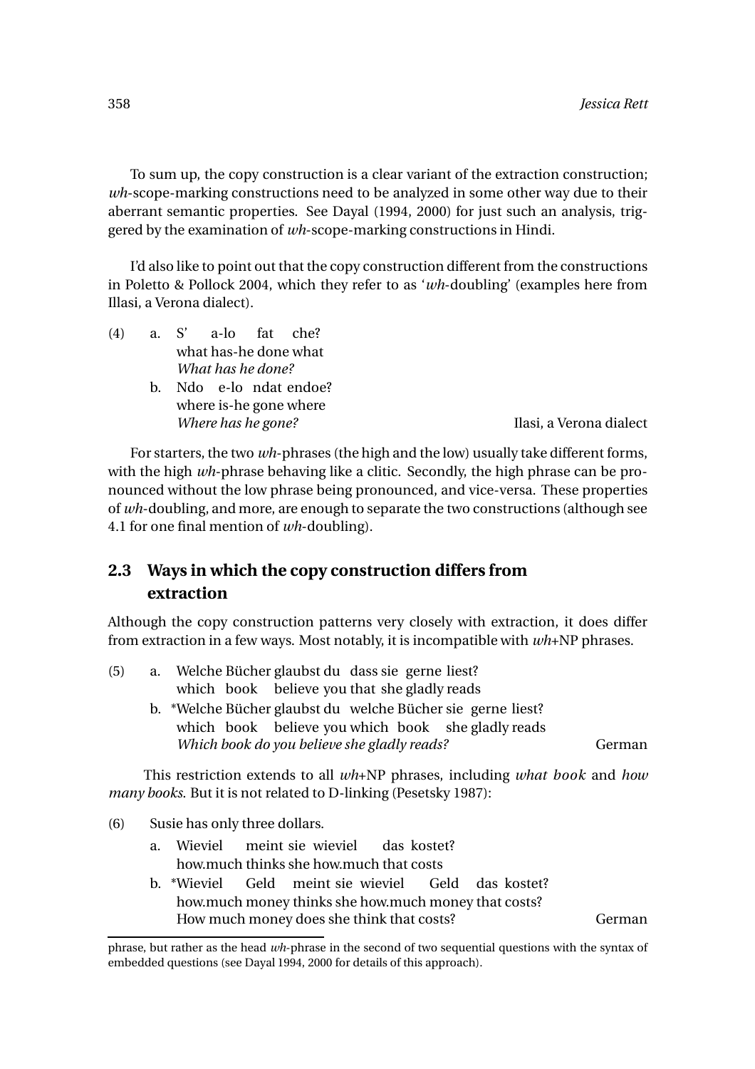To sum up, the copy construction is a clear variant of the extraction construction; *wh*-scope-marking constructions need to be analyzed in some other way due to their aberrant semantic properties. See Dayal (1994, 2000) for just such an analysis, triggered by the examination of *wh*-scope-marking constructions in Hindi.

I'd also like to point out that the copy construction different from the constructions in Poletto & Pollock 2004, which they refer to as '*wh*-doubling' (examples here from Illasi, a Verona dialect).

(4) a. S' a-lo fat che?
   what has-he done what
   *What has he done?*

   b. Ndo e-lo ndat endoe?
   where is-he gone where
   *Where has he gone?* — Ilasi, a Verona dialect

For starters, the two *wh*-phrases (the high and the low) usually take different forms, with the high *wh*-phrase behaving like a clitic. Secondly, the high phrase can be pronounced without the low phrase being pronounced, and vice-versa. These properties of *wh*-doubling, and more, are enough to separate the two constructions (although see 4.1 for one final mention of *wh*-doubling).

## 2.3 Ways in which the copy construction differs from extraction

Although the copy construction patterns very closely with extraction, it does differ from extraction in a few ways. Most notably, it is incompatible with *wh*+NP phrases.

(5) a. Welche Bücher glaubst du dass sie gerne liest?
   which book believe you that she gladly reads

   b. *Welche Bücher glaubst du welche Bücher sie gerne liest?
   which book believe you which book she gladly reads
   *Which book do you believe she gladly reads?* — German

This restriction extends to all *wh*+NP phrases, including *what book* and *how many books*. But it is not related to D-linking (Pesetsky 1987):

(6) Susie has only three dollars.

   a. Wieviel meint sie wieviel das kostet?
   how.much thinks she how.much that costs

   b. *Wieviel Geld meint sie wieviel Geld das kostet?
   how.much money thinks she how.much money that costs?
   How much money does she think that costs? — German

---

phrase, but rather as the head *wh*-phrase in the second of two sequential questions with the syntax of embedded questions (see Dayal 1994, 2000 for details of this approach).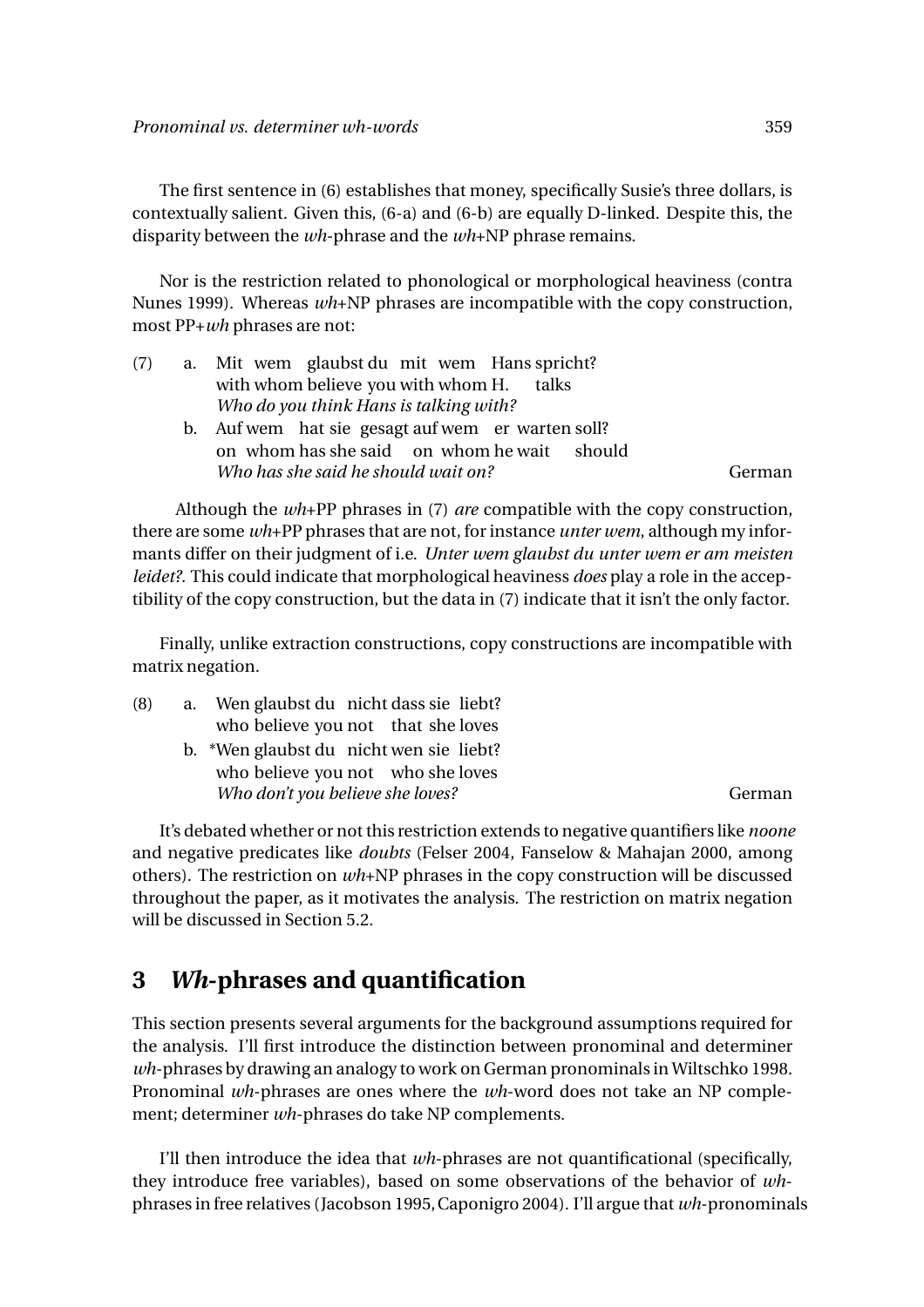The first sentence in (6) establishes that money, specifically Susie's three dollars, is contextually salient. Given this, (6-a) and (6-b) are equally D-linked. Despite this, the disparity between the *wh*-phrase and the *wh*+NP phrase remains.

Nor is the restriction related to phonological or morphological heaviness (contra Nunes 1999). Whereas *wh*+NP phrases are incompatible with the copy construction, most PP+*wh* phrases are not:

(7) a. Mit wem glaubst du mit wem Hans spricht?
with whom believe you with whom H. talks
*Who do you think Hans is talking with?*

b. Auf wem hat sie gesagt auf wem er warten soll?
on whom has she said on whom he wait should
*Who has she said he should wait on?* German

Although the *wh*+PP phrases in (7) *are* compatible with the copy construction, there are some *wh*+PP phrases that are not, for instance *unter wem*, although my informants differ on their judgment of i.e. *Unter wem glaubst du unter wem er am meisten leidet?*. This could indicate that morphological heaviness *does* play a role in the acceptibility of the copy construction, but the data in (7) indicate that it isn't the only factor.

Finally, unlike extraction constructions, copy constructions are incompatible with matrix negation.

(8) a. Wen glaubst du nicht dass sie liebt?
who believe you not that she loves

b. *Wen glaubst du nicht wen sie liebt?
who believe you not who she loves
*Who don't you believe she loves?* German

It's debated whether or not this restriction extends to negative quantifiers like *noone* and negative predicates like *doubts* (Felser 2004, Fanselow & Mahajan 2000, among others). The restriction on *wh*+NP phrases in the copy construction will be discussed throughout the paper, as it motivates the analysis. The restriction on matrix negation will be discussed in Section 5.2.

## 3 *Wh*-phrases and quantification

This section presents several arguments for the background assumptions required for the analysis. I'll first introduce the distinction between pronominal and determiner *wh*-phrases by drawing an analogy to work on German pronominals in Wiltschko 1998. Pronominal *wh*-phrases are ones where the *wh*-word does not take an NP complement; determiner *wh*-phrases do take NP complements.

I'll then introduce the idea that *wh*-phrases are not quantificational (specifically, they introduce free variables), based on some observations of the behavior of *wh*-phrases in free relatives (Jacobson 1995, Caponigro 2004). I'll argue that *wh*-pronominals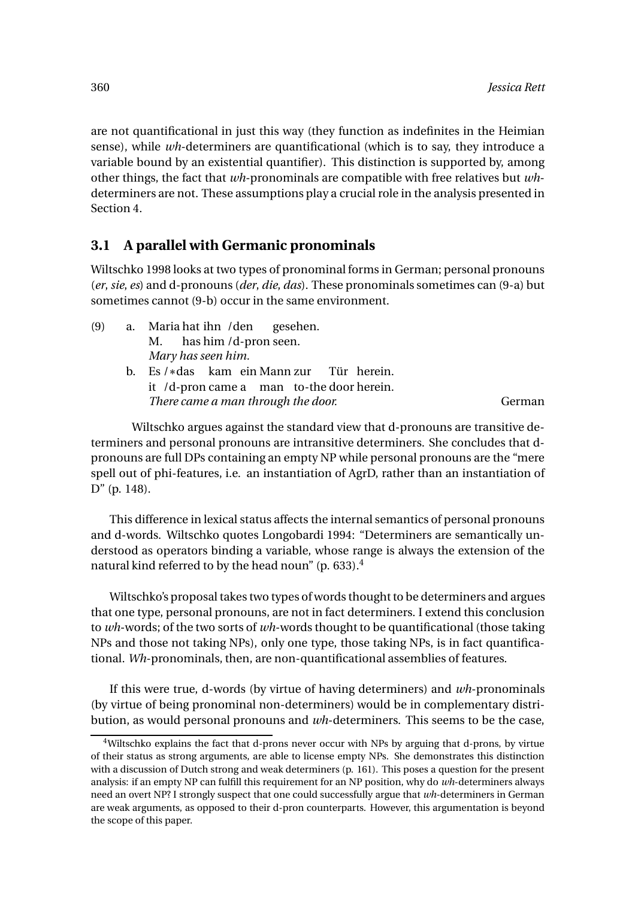are not quantificational in just this way (they function as indefinites in the Heimian sense), while *wh*-determiners are quantificational (which is to say, they introduce a variable bound by an existential quantifier). This distinction is supported by, among other things, the fact that *wh*-pronominals are compatible with free relatives but *wh*-determiners are not. These assumptions play a crucial role in the analysis presented in Section 4.

## 3.1 A parallel with Germanic pronominals

Wiltschko 1998 looks at two types of pronominal forms in German; personal pronouns (*er*, *sie*, *es*) and d-pronouns (*der*, *die*, *das*). These pronominals sometimes can (9-a) but sometimes cannot (9-b) occur in the same environment.

(9) a. Maria hat ihn /den gesehen.
   M. has him /d-pron seen.
   *Mary has seen him.*

b. Es /∗das kam ein Mann zur Tür herein.
   it /d-pron came a man to-the door herein.
   *There came a man through the door.* German

Wiltschko argues against the standard view that d-pronouns are transitive determiners and personal pronouns are intransitive determiners. She concludes that d-pronouns are full DPs containing an empty NP while personal pronouns are the "mere spell out of phi-features, i.e. an instantiation of AgrD, rather than an instantiation of D" (p. 148).

This difference in lexical status affects the internal semantics of personal pronouns and d-words. Wiltschko quotes Longobardi 1994: "Determiners are semantically understood as operators binding a variable, whose range is always the extension of the natural kind referred to by the head noun" (p. 633).[4]

Wiltschko's proposal takes two types of words thought to be determiners and argues that one type, personal pronouns, are not in fact determiners. I extend this conclusion to *wh*-words; of the two sorts of *wh*-words thought to be quantificational (those taking NPs and those not taking NPs), only one type, those taking NPs, is in fact quantificational. *Wh*-pronominals, then, are non-quantificational assemblies of features.

If this were true, d-words (by virtue of having determiners) and *wh*-pronominals (by virtue of being pronominal non-determiners) would be in complementary distribution, as would personal pronouns and *wh*-determiners. This seems to be the case,

[4]Wiltschko explains the fact that d-prons never occur with NPs by arguing that d-prons, by virtue of their status as strong arguments, are able to license empty NPs. She demonstrates this distinction with a discussion of Dutch strong and weak determiners (p. 161). This poses a question for the present analysis: if an empty NP can fulfill this requirement for an NP position, why do *wh*-determiners always need an overt NP? I strongly suspect that one could successfully argue that *wh*-determiners in German are weak arguments, as opposed to their d-pron counterparts. However, this argumentation is beyond the scope of this paper.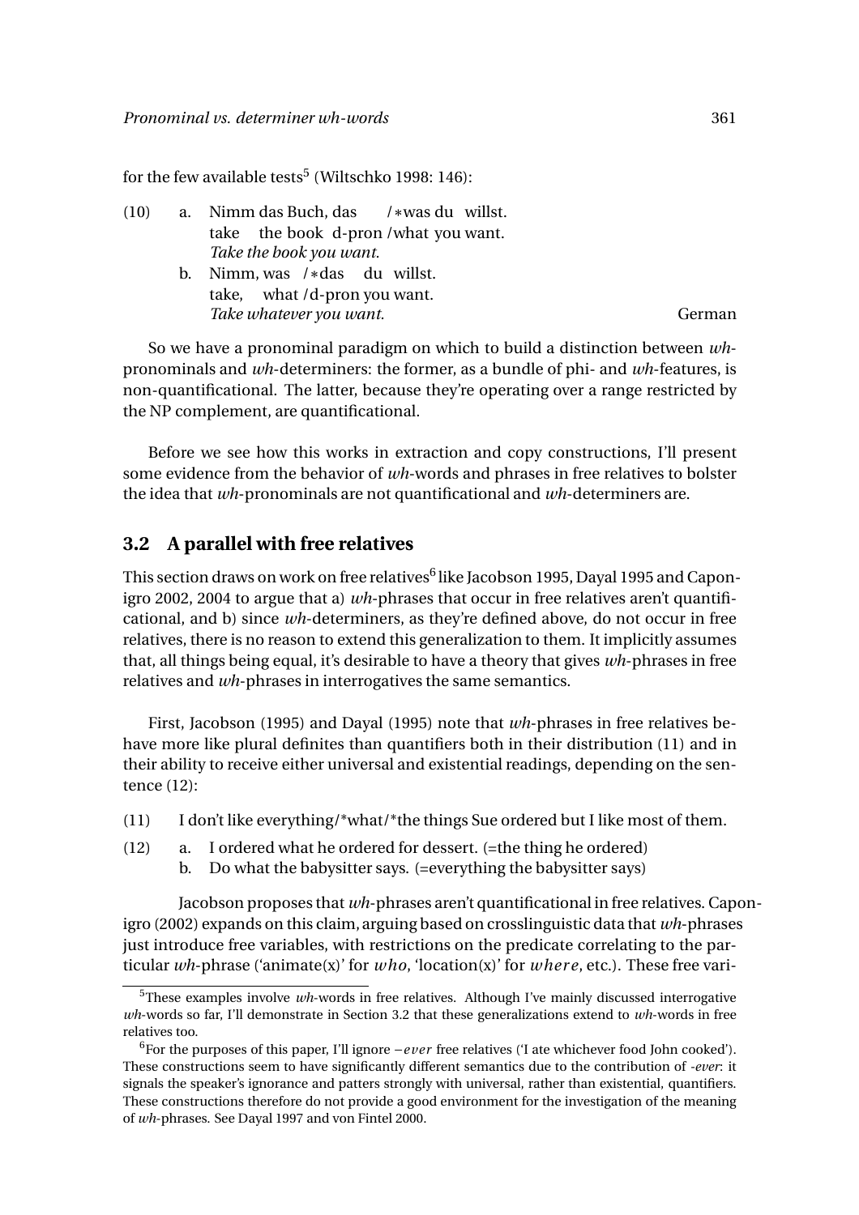for the few available tests[5] (Wiltschko 1998: 146):

(10) a. Nimm das Buch, das /*was du willst.
take the book d-pron /what you want.
*Take the book you want.*

b. Nimm, was /*das du willst.
take, what /d-pron you want.
*Take whatever you want.* German

So we have a pronominal paradigm on which to build a distinction between *wh*-pronominals and *wh*-determiners: the former, as a bundle of phi- and *wh*-features, is non-quantificational. The latter, because they're operating over a range restricted by the NP complement, are quantificational.

Before we see how this works in extraction and copy constructions, I'll present some evidence from the behavior of *wh*-words and phrases in free relatives to bolster the idea that *wh*-pronominals are not quantificational and *wh*-determiners are.

## 3.2 A parallel with free relatives

This section draws on work on free relatives[6] like Jacobson 1995, Dayal 1995 and Caponigro 2002, 2004 to argue that a) *wh*-phrases that occur in free relatives aren't quantificational, and b) since *wh*-determiners, as they're defined above, do not occur in free relatives, there is no reason to extend this generalization to them. It implicitly assumes that, all things being equal, it's desirable to have a theory that gives *wh*-phrases in free relatives and *wh*-phrases in interrogatives the same semantics.

First, Jacobson (1995) and Dayal (1995) note that *wh*-phrases in free relatives behave more like plural definites than quantifiers both in their distribution (11) and in their ability to receive either universal and existential readings, depending on the sentence (12):

(11) I don't like everything/*what/*the things Sue ordered but I like most of them.

(12) a. I ordered what he ordered for dessert. (=the thing he ordered)
b. Do what the babysitter says. (=everything the babysitter says)

Jacobson proposes that *wh*-phrases aren't quantificational in free relatives. Caponigro (2002) expands on this claim, arguing based on crosslinguistic data that *wh*-phrases just introduce free variables, with restrictions on the predicate correlating to the particular *wh*-phrase ('animate(x)' for *who*, 'location(x)' for *where*, etc.). These free vari-

[5] These examples involve *wh*-words in free relatives. Although I've mainly discussed interrogative *wh*-words so far, I'll demonstrate in Section 3.2 that these generalizations extend to *wh*-words in free relatives too.

[6] For the purposes of this paper, I'll ignore –*ever* free relatives ('I ate whichever food John cooked'). These constructions seem to have significantly different semantics due to the contribution of *-ever*: it signals the speaker's ignorance and patters strongly with universal, rather than existential, quantifiers. These constructions therefore do not provide a good environment for the investigation of the meaning of *wh*-phrases. See Dayal 1997 and von Fintel 2000.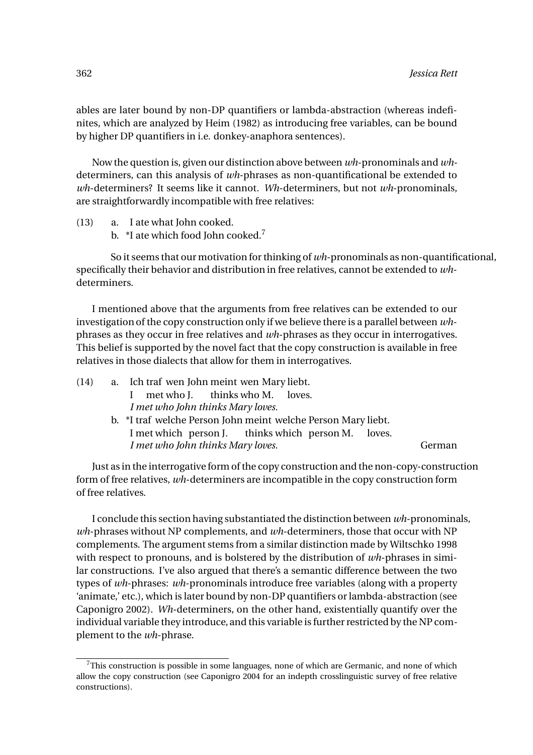ables are later bound by non-DP quantifiers or lambda-abstraction (whereas indefinites, which are analyzed by Heim (1982) as introducing free variables, can be bound by higher DP quantifiers in i.e. donkey-anaphora sentences).

Now the question is, given our distinction above between *wh*-pronominals and *wh*-determiners, can this analysis of *wh*-phrases as non-quantificational be extended to *wh*-determiners? It seems like it cannot. *Wh*-determiners, but not *wh*-pronominals, are straightforwardly incompatible with free relatives:

(13) a. I ate what John cooked.
 b. *I ate which food John cooked.[7]

So it seems that our motivation for thinking of *wh*-pronominals as non-quantificational, specifically their behavior and distribution in free relatives, cannot be extended to *wh*-determiners.

I mentioned above that the arguments from free relatives can be extended to our investigation of the copy construction only if we believe there is a parallel between *wh*-phrases as they occur in free relatives and *wh*-phrases as they occur in interrogatives. This belief is supported by the novel fact that the copy construction is available in free relatives in those dialects that allow for them in interrogatives.

(14) a. Ich traf wen John meint wen Mary liebt.
 I met who J. thinks who M. loves.
 *I met who John thinks Mary loves.*
 b. *I traf welche Person John meint welche Person Mary liebt.
 I met which person J. thinks which person M. loves.
 *I met who John thinks Mary loves.* German

Just as in the interrogative form of the copy construction and the non-copy-construction form of free relatives, *wh*-determiners are incompatible in the copy construction form of free relatives.

I conclude this section having substantiated the distinction between *wh*-pronominals, *wh*-phrases without NP complements, and *wh*-determiners, those that occur with NP complements. The argument stems from a similar distinction made by Wiltschko 1998 with respect to pronouns, and is bolstered by the distribution of *wh*-phrases in similar constructions. I've also argued that there's a semantic difference between the two types of *wh*-phrases: *wh*-pronominals introduce free variables (along with a property 'animate,' etc.), which is later bound by non-DP quantifiers or lambda-abstraction (see Caponigro 2002). *Wh*-determiners, on the other hand, existentially quantify over the individual variable they introduce, and this variable is further restricted by the NP complement to the *wh*-phrase.

---

[7] This construction is possible in some languages, none of which are Germanic, and none of which allow the copy construction (see Caponigro 2004 for an indepth crosslinguistic survey of free relative constructions).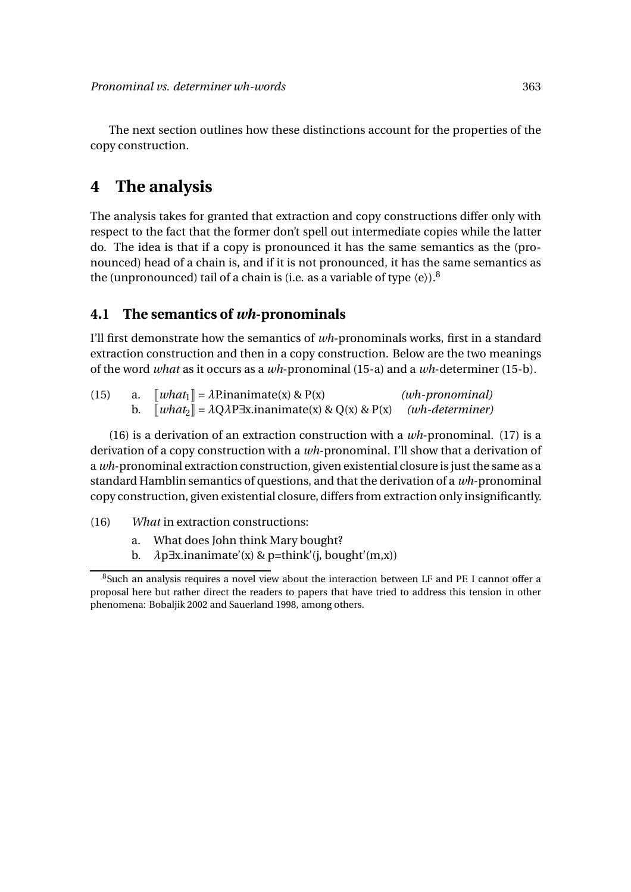The next section outlines how these distinctions account for the properties of the copy construction.

## 4 The analysis

The analysis takes for granted that extraction and copy constructions differ only with respect to the fact that the former don't spell out intermediate copies while the latter do. The idea is that if a copy is pronounced it has the same semantics as the (pronounced) head of a chain is, and if it is not pronounced, it has the same semantics as the (unpronounced) tail of a chain is (i.e. as a variable of type $\langle e \rangle$).[8]

### 4.1 The semantics of *wh*-pronominals

I'll first demonstrate how the semantics of *wh*-pronominals works, first in a standard extraction construction and then in a copy construction. Below are the two meanings of the word *what* as it occurs as a *wh*-pronominal (15-a) and a *wh*-determiner (15-b).

(15) a. $[\![ what_1 ]\!] = \lambda P.\text{inanimate}(x) \,\&\, P(x)$ *(wh-pronominal)*
b. $[\![ what_2 ]\!] = \lambda Q \lambda P \exists x.\text{inanimate}(x) \,\&\, Q(x) \,\&\, P(x)$ *(wh-determiner)*

(16) is a derivation of an extraction construction with a *wh*-pronominal. (17) is a derivation of a copy construction with a *wh*-pronominal. I'll show that a derivation of a *wh*-pronominal extraction construction, given existential closure is just the same as a standard Hamblin semantics of questions, and that the derivation of a *wh*-pronominal copy construction, given existential closure, differs from extraction only insignificantly.

(16) *What* in extraction constructions:

a. What does John think Mary bought?
b. $\lambda p \exists x.\text{inanimate}'(x) \,\&\, p{=}\text{think}'(j, \text{bought}'(m,x))$

[8] Such an analysis requires a novel view about the interaction between LF and PF. I cannot offer a proposal here but rather direct the readers to papers that have tried to address this tension in other phenomena: Bobaljik 2002 and Sauerland 1998, among others.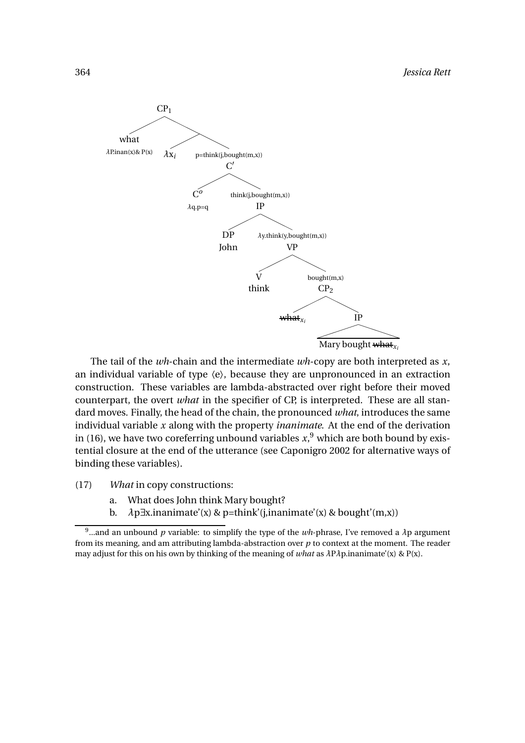```
CP1
├── what
│     λP.inan(x)& P(x)
└── [ ]
    ├── λx_i
    └── C'   p=think(j,bought(m,x))
        ├── C^o   λq.p=q
        └── IP   think(j,bought(m,x))
            ├── DP   John
            └── VP   λy.think(y,bought(m,x))
                ├── V   think
                └── CP2   bought(m,x)
                    ├── ~~what~~_{x_i}
                    └── IP
                        └── Mary bought ~~what~~_{x_i}
```

The tail of the *wh*-chain and the intermediate *wh*-copy are both interpreted as $x$, an individual variable of type ⟨e⟩, because they are unpronounced in an extraction construction. These variables are lambda-abstracted over right before their moved counterpart, the overt *what* in the specifier of CP, is interpreted. These are all standard moves. Finally, the head of the chain, the pronounced *what*, introduces the same individual variable $x$ along with the property *inanimate*. At the end of the derivation in (16), we have two coreferring unbound variables $x$,[9] which are both bound by existential closure at the end of the utterance (see Caponigro 2002 for alternative ways of binding these variables).

(17) *What* in copy constructions:

a. What does John think Mary bought?

b. $\lambda$p∃x.inanimate'(x) & p=think'(j,inanimate'(x) & bought'(m,x))

---

[9]...and an unbound $p$ variable: to simplify the type of the *wh*-phrase, I've removed a $\lambda$p argument from its meaning, and am attributing lambda-abstraction over $p$ to context at the moment. The reader may adjust for this on his own by thinking of the meaning of *what* as $\lambda$P$\lambda$p.inanimate'(x) & P(x).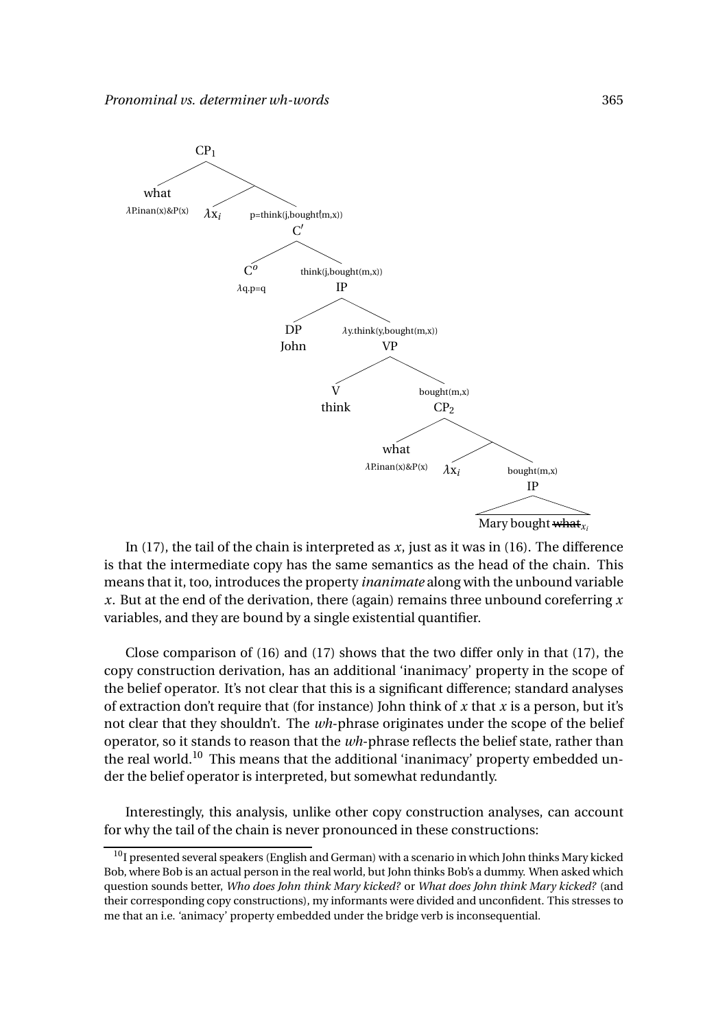```
CP_1
├── what  [λP.inan(x)&P(x)]
└── 
    ├── λx_i
    └── C′  [p=think(j,bought(m,x))]
        ├── C^o  [λq.p=q]
        └── IP  [think(j,bought(m,x))]
            ├── DP: John
            └── VP  [λy.think(y,bought(m,x))]
                ├── V: think
                └── CP_2  [bought(m,x)]
                    ├── what  [λP.inan(x)&P(x)]
                    └── 
                        ├── λx_i
                        └── IP  [bought(m,x)]
                            └── Mary bought ~~what~~_{x_i}
```

In (17), the tail of the chain is interpreted as $x$, just as it was in (16). The difference is that the intermediate copy has the same semantics as the head of the chain. This means that it, too, introduces the property *inanimate* along with the unbound variable $x$. But at the end of the derivation, there (again) remains three unbound coreferring $x$ variables, and they are bound by a single existential quantifier.

Close comparison of (16) and (17) shows that the two differ only in that (17), the copy construction derivation, has an additional 'inanimacy' property in the scope of the belief operator. It's not clear that this is a significant difference; standard analyses of extraction don't require that (for instance) John think of $x$ that $x$ is a person, but it's not clear that they shouldn't. The *wh*-phrase originates under the scope of the belief operator, so it stands to reason that the *wh*-phrase reflects the belief state, rather than the real world.[10] This means that the additional 'inanimacy' property embedded under the belief operator is interpreted, but somewhat redundantly.

Interestingly, this analysis, unlike other copy construction analyses, can account for why the tail of the chain is never pronounced in these constructions:

[10] I presented several speakers (English and German) with a scenario in which John thinks Mary kicked Bob, where Bob is an actual person in the real world, but John thinks Bob's a dummy. When asked which question sounds better, *Who does John think Mary kicked?* or *What does John think Mary kicked?* (and their corresponding copy constructions), my informants were divided and unconfident. This stresses to me that an i.e. 'animacy' property embedded under the bridge verb is inconsequential.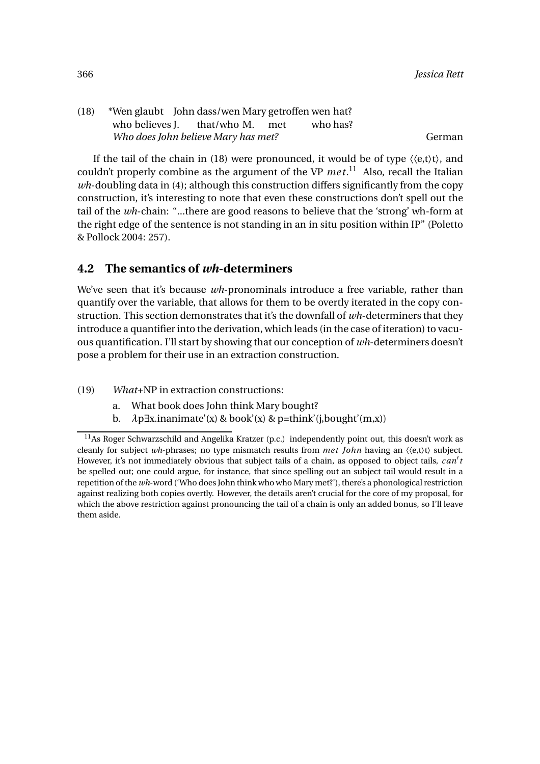(18) \*Wen glaubt John dass/wen Mary getroffen wen hat?
 who believes J. that/who M. met who has?
 *Who does John believe Mary has met?* German

If the tail of the chain in (18) were pronounced, it would be of type $\langle\langle e,t\rangle t\rangle$, and couldn't properly combine as the argument of the VP *met*.[11] Also, recall the Italian *wh*-doubling data in (4); although this construction differs significantly from the copy construction, it's interesting to note that even these constructions don't spell out the tail of the *wh*-chain: "...there are good reasons to believe that the 'strong' wh-form at the right edge of the sentence is not standing in an in situ position within IP" (Poletto & Pollock 2004: 257).

## 4.2 The semantics of *wh*-determiners

We've seen that it's because *wh*-pronominals introduce a free variable, rather than quantify over the variable, that allows for them to be overtly iterated in the copy construction. This section demonstrates that it's the downfall of *wh*-determiners that they introduce a quantifier into the derivation, which leads (in the case of iteration) to vacuous quantification. I'll start by showing that our conception of *wh*-determiners doesn't pose a problem for their use in an extraction construction.

(19) *What*+NP in extraction constructions:

 a. What book does John think Mary bought?
 b. $\lambda p \exists x$.inanimate'(x) & book'(x) & p=think'(j,bought'(m,x))

[11] As Roger Schwarzschild and Angelika Kratzer (p.c.) independently point out, this doesn't work as cleanly for subject *wh*-phrases; no type mismatch results from *met John* having an $\langle\langle e,t\rangle t\rangle$ subject. However, it's not immediately obvious that subject tails of a chain, as opposed to object tails, *can't* be spelled out; one could argue, for instance, that since spelling out an subject tail would result in a repetition of the *wh*-word ('Who does John think who who Mary met?'), there's a phonological restriction against realizing both copies overtly. However, the details aren't crucial for the core of my proposal, for which the above restriction against pronouncing the tail of a chain is only an added bonus, so I'll leave them aside.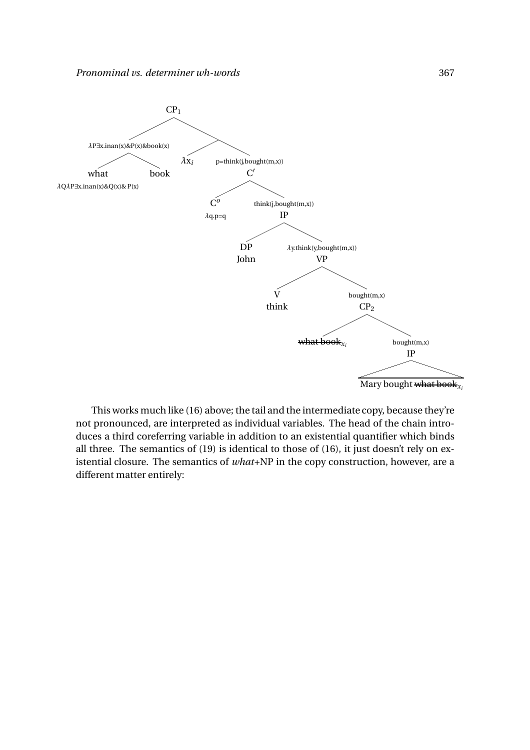CP$_1$

- $\lambda$P$\exists$x.inan(x)&P(x)&book(x)
  - what — $\lambda$Q$\lambda$P$\exists$x.inan(x)&Q(x)& P(x)
  - book
- $\lambda$x$_i$
- p=think(j,bought(m,x)) C$'$
  - C$^o$ — $\lambda$q.p=q
  - think(j,bought(m,x)) IP
    - DP John
    - $\lambda$y.think(y,bought(m,x)) VP
      - V think
      - bought(m,x) CP$_2$
        - ~~what book~~$_{x_i}$
        - bought(m,x) IP
          - Mary bought ~~what book~~$_{x_i}$

This works much like (16) above; the tail and the intermediate copy, because they're not pronounced, are interpreted as individual variables. The head of the chain introduces a third coreferring variable in addition to an existential quantifier which binds all three. The semantics of (19) is identical to those of (16), it just doesn't rely on existential closure. The semantics of *what*+NP in the copy construction, however, are a different matter entirely: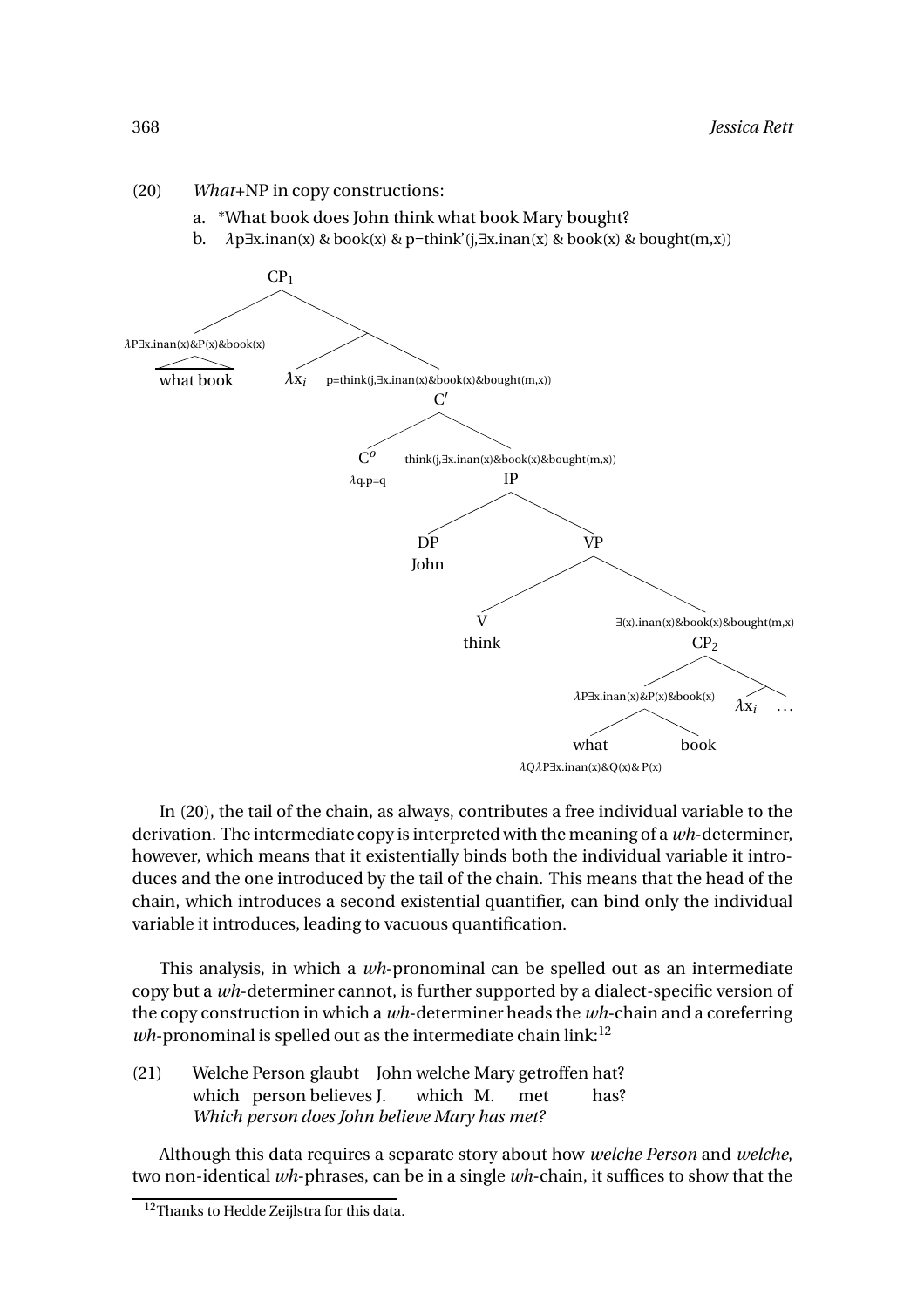(20) *What*+NP in copy constructions:

a. *What book does John think what book Mary bought?

b. $\lambda p \exists x.\text{inan}(x)$ & book(x) & p=think'(j,$\exists x$.inan(x) & book(x) & bought(m,x))

```
CP_1
├── λP∃x.inan(x)&P(x)&book(x)
│   └── what book
└── [ ]
    ├── λx_i
    └── p=think(j,∃x.inan(x)&book(x)&bought(m,x))
        C'
        ├── C^o
        │   λq.p=q
        └── think(j,∃x.inan(x)&book(x)&bought(m,x))
            IP
            ├── DP
            │   John
            └── VP
                ├── V
                │   think
                └── ∃(x).inan(x)&book(x)&bought(m,x)
                    CP_2
                    ├── λP∃x.inan(x)&P(x)&book(x)
                    │   ├── what
                    │   │   λQλP∃x.inan(x)&Q(x)& P(x)
                    │   └── book
                    └── [ ]
                        ├── λx_i
                        └── ...
```

In (20), the tail of the chain, as always, contributes a free individual variable to the derivation. The intermediate copy is interpreted with the meaning of a *wh*-determiner, however, which means that it existentially binds both the individual variable it introduces and the one introduced by the tail of the chain. This means that the head of the chain, which introduces a second existential quantifier, can bind only the individual variable it introduces, leading to vacuous quantification.

This analysis, in which a *wh*-pronominal can be spelled out as an intermediate copy but a *wh*-determiner cannot, is further supported by a dialect-specific version of the copy construction in which a *wh*-determiner heads the *wh*-chain and a coreferring *wh*-pronominal is spelled out as the intermediate chain link:[12]

(21) Welche Person glaubt John welche Mary getroffen hat?
which person believes J. which M. met has?
*Which person does John believe Mary has met?*

Although this data requires a separate story about how *welche Person* and *welche*, two non-identical *wh*-phrases, can be in a single *wh*-chain, it suffices to show that the

[12] Thanks to Hedde Zeijlstra for this data.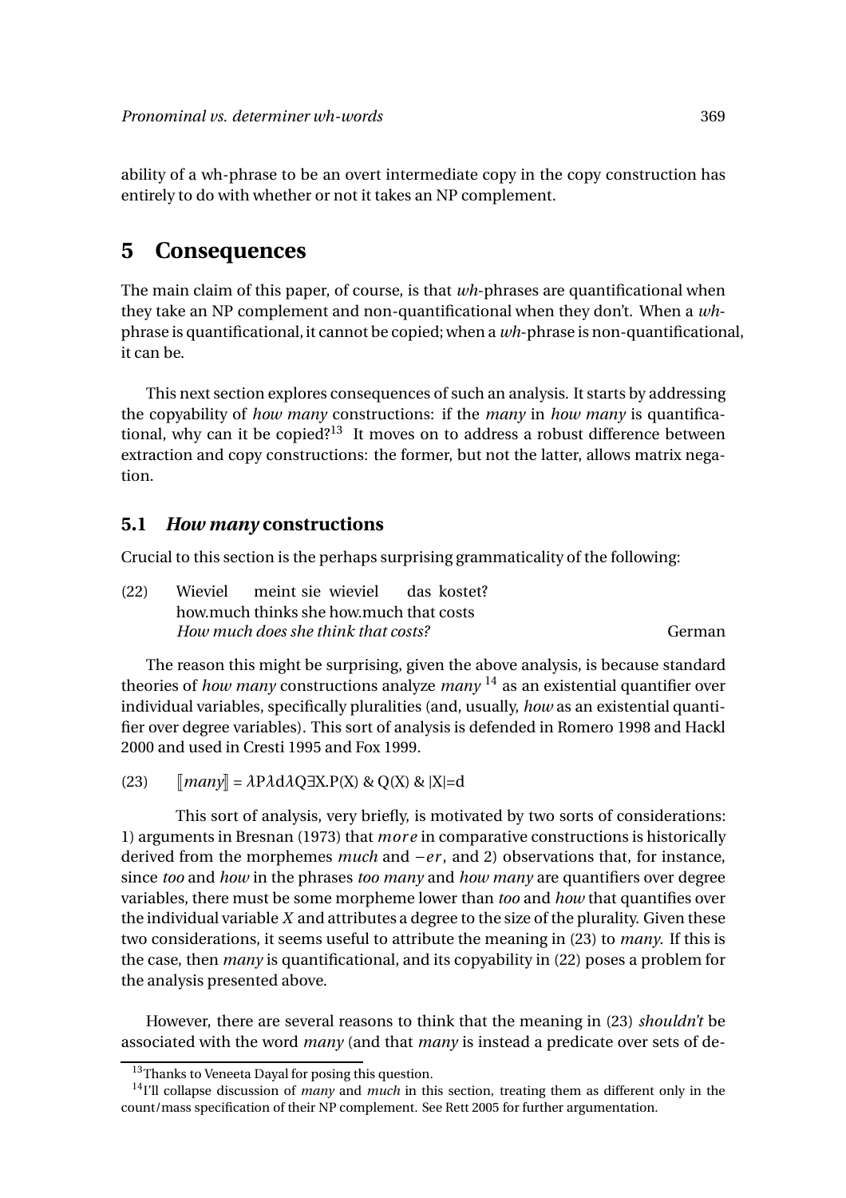ability of a wh-phrase to be an overt intermediate copy in the copy construction has entirely to do with whether or not it takes an NP complement.

## 5 Consequences

The main claim of this paper, of course, is that *wh*-phrases are quantificational when they take an NP complement and non-quantificational when they don't. When a *wh*-phrase is quantificational, it cannot be copied; when a *wh*-phrase is non-quantificational, it can be.

This next section explores consequences of such an analysis. It starts by addressing the copyability of *how many* constructions: if the *many* in *how many* is quantificational, why can it be copied?[13] It moves on to address a robust difference between extraction and copy constructions: the former, but not the latter, allows matrix negation.

### 5.1 *How many* constructions

Crucial to this section is the perhaps surprising grammaticality of the following:

(22) Wieviel meint sie wieviel das kostet?
how.much thinks she how.much that costs
*How much does she think that costs?* German

The reason this might be surprising, given the above analysis, is because standard theories of *how many* constructions analyze *many*[14] as an existential quantifier over individual variables, specifically pluralities (and, usually, *how* as an existential quantifier over degree variables). This sort of analysis is defended in Romero 1998 and Hackl 2000 and used in Cresti 1995 and Fox 1999.

(23) $[\![many]\!] = \lambda P \lambda d \lambda Q \exists X.P(X)\ \&\ Q(X)\ \&\ |X|{=}d$

This sort of analysis, very briefly, is motivated by two sorts of considerations: 1) arguments in Bresnan (1973) that *more* in comparative constructions is historically derived from the morphemes *much* and *−er*, and 2) observations that, for instance, since *too* and *how* in the phrases *too many* and *how many* are quantifiers over degree variables, there must be some morpheme lower than *too* and *how* that quantifies over the individual variable *X* and attributes a degree to the size of the plurality. Given these two considerations, it seems useful to attribute the meaning in (23) to *many*. If this is the case, then *many* is quantificational, and its copyability in (22) poses a problem for the analysis presented above.

However, there are several reasons to think that the meaning in (23) *shouldn't* be associated with the word *many* (and that *many* is instead a predicate over sets of de-

[13] Thanks to Veneeta Dayal for posing this question.

[14] I'll collapse discussion of *many* and *much* in this section, treating them as different only in the count/mass specification of their NP complement. See Rett 2005 for further argumentation.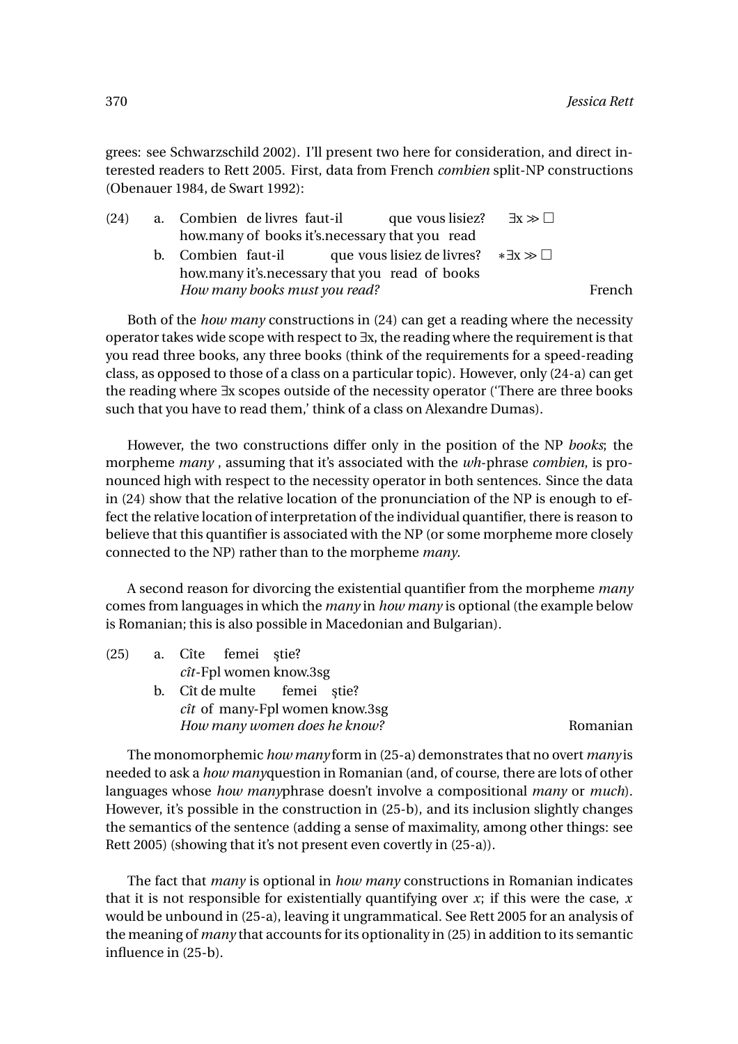grees: see Schwarzschild 2002). I'll present two here for consideration, and direct interested readers to Rett 2005. First, data from French *combien* split-NP constructions (Obenauer 1984, de Swart 1992):

(24) a. Combien de livres faut-il que vous lisiez? $\exists x \gg \Box$
how.many of books it's.necessary that you read

b. Combien faut-il que vous lisiez de livres? $*\exists x \gg \Box$
how.many it's.necessary that you read of books
*How many books must you read?* French

Both of the *how many* constructions in (24) can get a reading where the necessity operator takes wide scope with respect to ∃x, the reading where the requirement is that you read three books, any three books (think of the requirements for a speed-reading class, as opposed to those of a class on a particular topic). However, only (24-a) can get the reading where ∃x scopes outside of the necessity operator ('There are three books such that you have to read them,' think of a class on Alexandre Dumas).

However, the two constructions differ only in the position of the NP *books*; the morpheme *many* , assuming that it's associated with the *wh*-phrase *combien*, is pronounced high with respect to the necessity operator in both sentences. Since the data in (24) show that the relative location of the pronunciation of the NP is enough to effect the relative location of interpretation of the individual quantifier, there is reason to believe that this quantifier is associated with the NP (or some morpheme more closely connected to the NP) rather than to the morpheme *many*.

A second reason for divorcing the existential quantifier from the morpheme *many* comes from languages in which the *many* in *how many* is optional (the example below is Romanian; this is also possible in Macedonian and Bulgarian).

(25) a. Cîte femei știe?
*cît*-Fpl women know.3sg

b. Cît de multe femei știe?
*cît* of many-Fpl women know.3sg
*How many women does he know?* Romanian

The monomorphemic *how many* form in (25-a) demonstrates that no overt *many* is needed to ask a *how many*question in Romanian (and, of course, there are lots of other languages whose *how many*phrase doesn't involve a compositional *many* or *much*). However, it's possible in the construction in (25-b), and its inclusion slightly changes the semantics of the sentence (adding a sense of maximality, among other things: see Rett 2005) (showing that it's not present even covertly in (25-a)).

The fact that *many* is optional in *how many* constructions in Romanian indicates that it is not responsible for existentially quantifying over $x$; if this were the case, $x$ would be unbound in (25-a), leaving it ungrammatical. See Rett 2005 for an analysis of the meaning of *many* that accounts for its optionality in (25) in addition to its semantic influence in (25-b).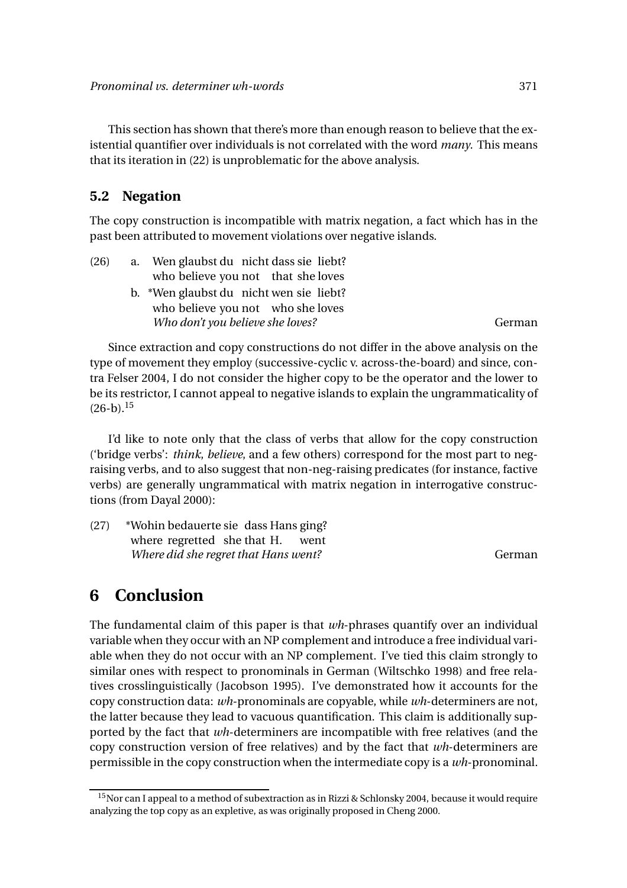This section has shown that there's more than enough reason to believe that the existential quantifier over individuals is not correlated with the word *many*. This means that its iteration in (22) is unproblematic for the above analysis.

## 5.2 Negation

The copy construction is incompatible with matrix negation, a fact which has in the past been attributed to movement violations over negative islands.

(26) a. Wen glaubst du nicht dass sie liebt?
   who believe you not that she loves

   b. *Wen glaubst du nicht wen sie liebt?
   who believe you not who she loves
   *Who don't you believe she loves?* German

Since extraction and copy constructions do not differ in the above analysis on the type of movement they employ (successive-cyclic v. across-the-board) and since, contra Felser 2004, I do not consider the higher copy to be the operator and the lower to be its restrictor, I cannot appeal to negative islands to explain the ungrammaticality of (26-b).[15]

I'd like to note only that the class of verbs that allow for the copy construction ('bridge verbs': *think*, *believe*, and a few others) correspond for the most part to neg-raising verbs, and to also suggest that non-neg-raising predicates (for instance, factive verbs) are generally ungrammatical with matrix negation in interrogative constructions (from Dayal 2000):

(27) *Wohin bedauerte sie dass Hans ging?
   where regretted she that H. went
   *Where did she regret that Hans went?* German

# 6 Conclusion

The fundamental claim of this paper is that *wh*-phrases quantify over an individual variable when they occur with an NP complement and introduce a free individual variable when they do not occur with an NP complement. I've tied this claim strongly to similar ones with respect to pronominals in German (Wiltschko 1998) and free relatives crosslinguistically (Jacobson 1995). I've demonstrated how it accounts for the copy construction data: *wh*-pronominals are copyable, while *wh*-determiners are not, the latter because they lead to vacuous quantification. This claim is additionally supported by the fact that *wh*-determiners are incompatible with free relatives (and the copy construction version of free relatives) and by the fact that *wh*-determiners are permissible in the copy construction when the intermediate copy is a *wh*-pronominal.

[15] Nor can I appeal to a method of subextraction as in Rizzi & Schlonsky 2004, because it would require analyzing the top copy as an expletive, as was originally proposed in Cheng 2000.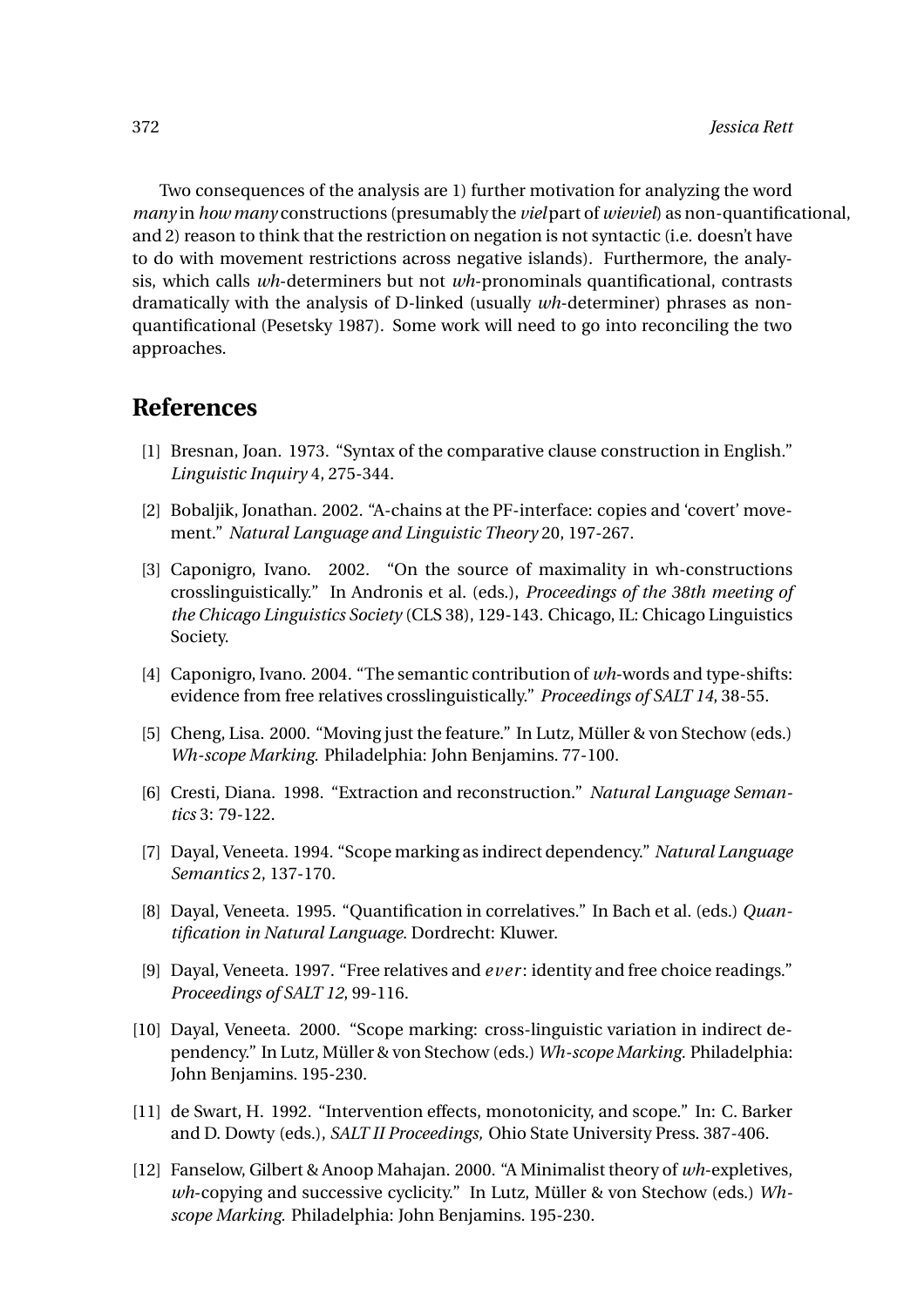Two consequences of the analysis are 1) further motivation for analyzing the word *many* in *how many* constructions (presumably the *viel* part of *wieviel*) as non-quantificational, and 2) reason to think that the restriction on negation is not syntactic (i.e. doesn't have to do with movement restrictions across negative islands). Furthermore, the analysis, which calls *wh*-determiners but not *wh*-pronominals quantificational, contrasts dramatically with the analysis of D-linked (usually *wh*-determiner) phrases as non-quantificational (Pesetsky 1987). Some work will need to go into reconciling the two approaches.

## References

[1] Bresnan, Joan. 1973. "Syntax of the comparative clause construction in English." *Linguistic Inquiry* 4, 275-344.

[2] Bobaljik, Jonathan. 2002. "A-chains at the PF-interface: copies and 'covert' movement." *Natural Language and Linguistic Theory* 20, 197-267.

[3] Caponigro, Ivano. 2002. "On the source of maximality in wh-constructions crosslinguistically." In Andronis et al. (eds.), *Proceedings of the 38th meeting of the Chicago Linguistics Society* (CLS 38), 129-143. Chicago, IL: Chicago Linguistics Society.

[4] Caponigro, Ivano. 2004. "The semantic contribution of *wh*-words and type-shifts: evidence from free relatives crosslinguistically." *Proceedings of SALT 14*, 38-55.

[5] Cheng, Lisa. 2000. "Moving just the feature." In Lutz, Müller & von Stechow (eds.) *Wh-scope Marking.* Philadelphia: John Benjamins. 77-100.

[6] Cresti, Diana. 1998. "Extraction and reconstruction." *Natural Language Semantics* 3: 79-122.

[7] Dayal, Veneeta. 1994. "Scope marking as indirect dependency." *Natural Language Semantics* 2, 137-170.

[8] Dayal, Veneeta. 1995. "Quantification in correlatives." In Bach et al. (eds.) *Quantification in Natural Language*. Dordrecht: Kluwer.

[9] Dayal, Veneeta. 1997. "Free relatives and *ever*: identity and free choice readings." *Proceedings of SALT 12*, 99-116.

[10] Dayal, Veneeta. 2000. "Scope marking: cross-linguistic variation in indirect dependency." In Lutz, Müller & von Stechow (eds.) *Wh-scope Marking.* Philadelphia: John Benjamins. 195-230.

[11] de Swart, H. 1992. "Intervention effects, monotonicity, and scope." In: C. Barker and D. Dowty (eds.), *SALT II Proceedings,* Ohio State University Press. 387-406.

[12] Fanselow, Gilbert & Anoop Mahajan. 2000. "A Minimalist theory of *wh*-expletives, *wh*-copying and successive cyclicity." In Lutz, Müller & von Stechow (eds.) *Wh-scope Marking.* Philadelphia: John Benjamins. 195-230.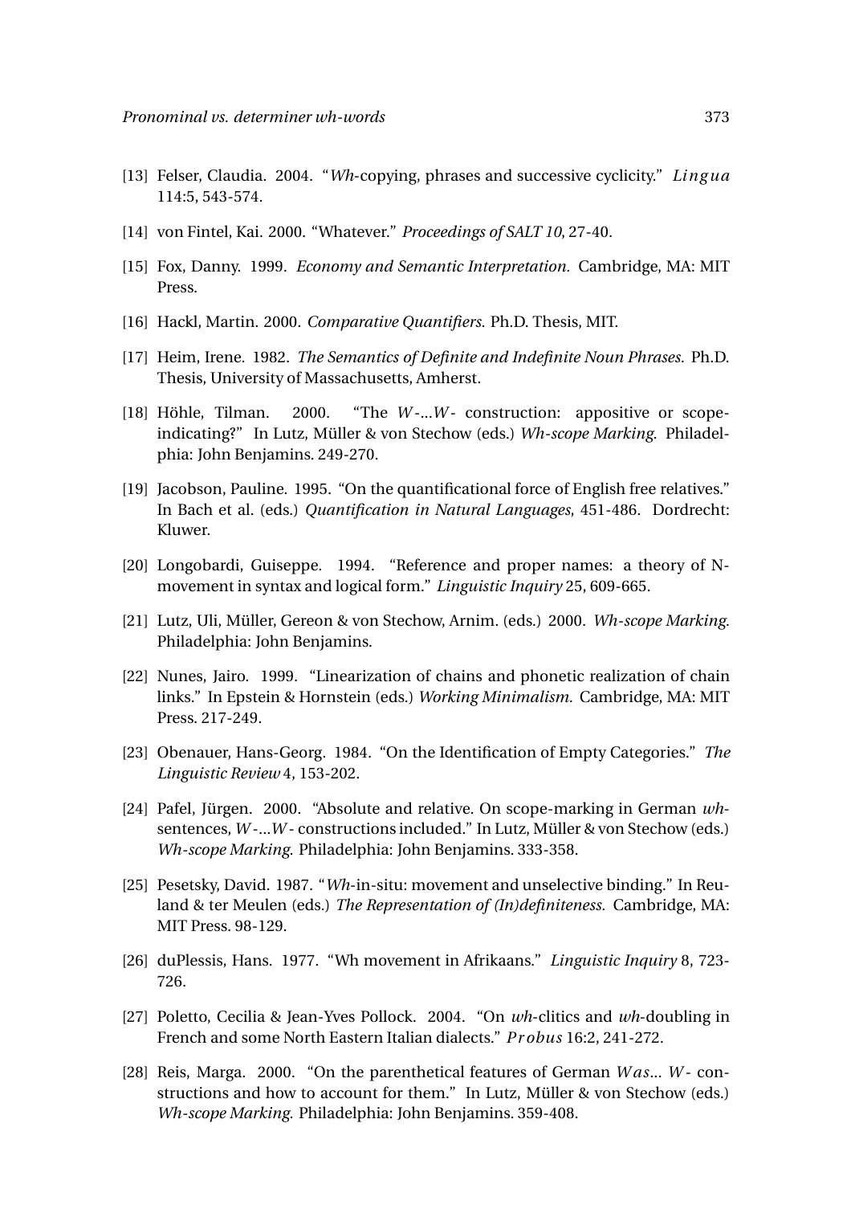[13] Felser, Claudia. 2004. "*Wh*-copying, phrases and successive cyclicity." *Lingua* 114:5, 543-574.

[14] von Fintel, Kai. 2000. "Whatever." *Proceedings of SALT 10*, 27-40.

[15] Fox, Danny. 1999. *Economy and Semantic Interpretation.* Cambridge, MA: MIT Press.

[16] Hackl, Martin. 2000. *Comparative Quantifiers.* Ph.D. Thesis, MIT.

[17] Heim, Irene. 1982. *The Semantics of Definite and Indefinite Noun Phrases.* Ph.D. Thesis, University of Massachusetts, Amherst.

[18] Höhle, Tilman. 2000. "The *W*-...*W*- construction: appositive or scope-indicating?" In Lutz, Müller & von Stechow (eds.) *Wh-scope Marking.* Philadelphia: John Benjamins. 249-270.

[19] Jacobson, Pauline. 1995. "On the quantificational force of English free relatives." In Bach et al. (eds.) *Quantification in Natural Languages*, 451-486. Dordrecht: Kluwer.

[20] Longobardi, Guiseppe. 1994. "Reference and proper names: a theory of N-movement in syntax and logical form." *Linguistic Inquiry* 25, 609-665.

[21] Lutz, Uli, Müller, Gereon & von Stechow, Arnim. (eds.) 2000. *Wh-scope Marking.* Philadelphia: John Benjamins.

[22] Nunes, Jairo. 1999. "Linearization of chains and phonetic realization of chain links." In Epstein & Hornstein (eds.) *Working Minimalism.* Cambridge, MA: MIT Press. 217-249.

[23] Obenauer, Hans-Georg. 1984. "On the Identification of Empty Categories." *The Linguistic Review* 4, 153-202.

[24] Pafel, Jürgen. 2000. "Absolute and relative. On scope-marking in German *wh*-sentences, *W*-...*W*- constructions included." In Lutz, Müller & von Stechow (eds.) *Wh-scope Marking.* Philadelphia: John Benjamins. 333-358.

[25] Pesetsky, David. 1987. "*Wh*-in-situ: movement and unselective binding." In Reuland & ter Meulen (eds.) *The Representation of (In)definiteness.* Cambridge, MA: MIT Press. 98-129.

[26] duPlessis, Hans. 1977. "Wh movement in Afrikaans." *Linguistic Inquiry* 8, 723-726.

[27] Poletto, Cecilia & Jean-Yves Pollock. 2004. "On *wh*-clitics and *wh*-doubling in French and some North Eastern Italian dialects." *Probus* 16:2, 241-272.

[28] Reis, Marga. 2000. "On the parenthetical features of German *Was*... *W*- constructions and how to account for them." In Lutz, Müller & von Stechow (eds.) *Wh-scope Marking.* Philadelphia: John Benjamins. 359-408.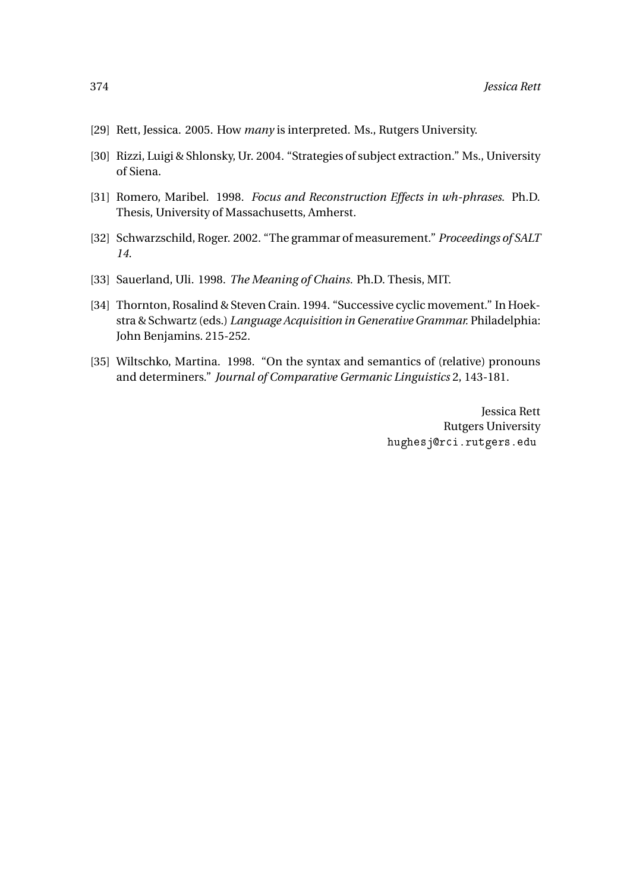[29] Rett, Jessica. 2005. How *many* is interpreted. Ms., Rutgers University.

[30] Rizzi, Luigi & Shlonsky, Ur. 2004. "Strategies of subject extraction." Ms., University of Siena.

[31] Romero, Maribel. 1998. *Focus and Reconstruction Effects in wh-phrases*. Ph.D. Thesis, University of Massachusetts, Amherst.

[32] Schwarzschild, Roger. 2002. "The grammar of measurement." *Proceedings of SALT 14*.

[33] Sauerland, Uli. 1998. *The Meaning of Chains*. Ph.D. Thesis, MIT.

[34] Thornton, Rosalind & Steven Crain. 1994. "Successive cyclic movement." In Hoekstra & Schwartz (eds.) *Language Acquisition in Generative Grammar*. Philadelphia: John Benjamins. 215-252.

[35] Wiltschko, Martina. 1998. "On the syntax and semantics of (relative) pronouns and determiners." *Journal of Comparative Germanic Linguistics* 2, 143-181.

Jessica Rett
Rutgers University
hughesj@rci.rutgers.edu